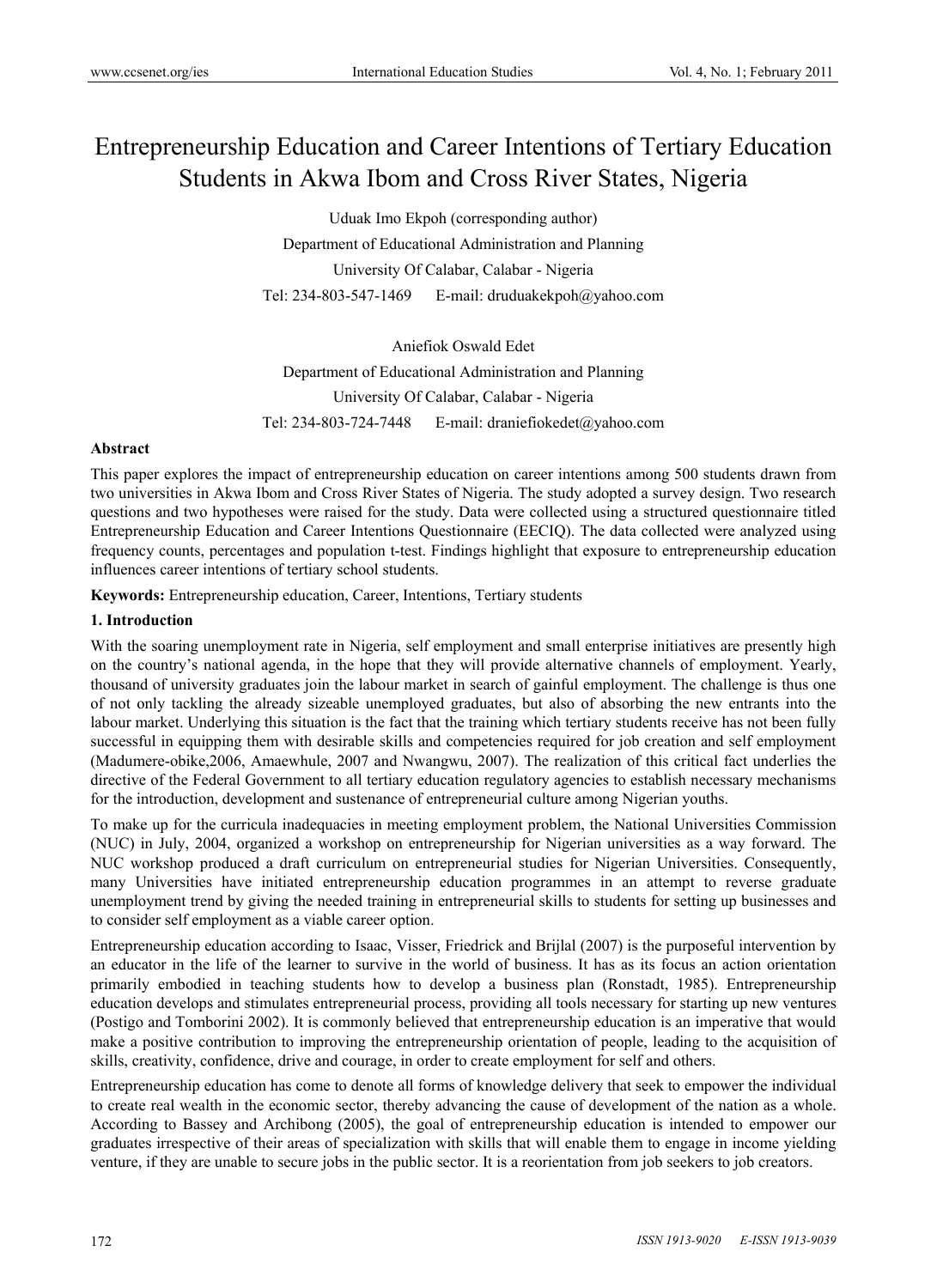# Entrepreneurship Education and Career Intentions of Tertiary Education Students in Akwa Ibom and Cross River States, Nigeria

Uduak Imo Ekpoh (corresponding author)

Department of Educational Administration and Planning

University Of Calabar, Calabar - Nigeria

Tel: 234-803-547-1469 E-mail: druduakekpoh@yahoo.com

Aniefiok Oswald Edet

Department of Educational Administration and Planning

University Of Calabar, Calabar - Nigeria

Tel: 234-803-724-7448 E-mail: draniefiokedet@yahoo.com

**Abstract**

This paper explores the impact of entrepreneurship education on career intentions among 500 students drawn from two universities in Akwa Ibom and Cross River States of Nigeria. The study adopted a survey design. Two research questions and two hypotheses were raised for the study. Data were collected using a structured questionnaire titled Entrepreneurship Education and Career Intentions Questionnaire (EECIQ). The data collected were analyzed using frequency counts, percentages and population t-test. Findings highlight that exposure to entrepreneurship education influences career intentions of tertiary school students.

**Keywords:** Entrepreneurship education, Career, Intentions, Tertiary students

## 1. Introduction

With the soaring unemployment rate in Nigeria, self employment and small enterprise initiatives are presently high on the country's national agenda, in the hope that they will provide alternative channels of employment. Yearly, thousand of university graduates join the labour market in search of gainful employment. The challenge is thus one of not only tackling the already sizeable unemployed graduates, but also of absorbing the new entrants into the labour market. Underlying this situation is the fact that the training which tertiary students receive has not been fully successful in equipping them with desirable skills and competencies required for job creation and self employment (Madumere-obike,2006, Amaewhule, 2007 and Nwangwu, 2007). The realization of this critical fact underlies the directive of the Federal Government to all tertiary education regulatory agencies to establish necessary mechanisms for the introduction, development and sustenance of entrepreneurial culture among Nigerian youths.

To make up for the curricula inadequacies in meeting employment problem, the National Universities Commission (NUC) in July, 2004, organized a workshop on entrepreneurship for Nigerian universities as a way forward. The NUC workshop produced a draft curriculum on entrepreneurial studies for Nigerian Universities. Consequently, many Universities have initiated entrepreneurship education programmes in an attempt to reverse graduate unemployment trend by giving the needed training in entrepreneurial skills to students for setting up businesses and to consider self employment as a viable career option.

Entrepreneurship education according to Isaac, Visser, Friedrick and Brijlal (2007) is the purposeful intervention by an educator in the life of the learner to survive in the world of business. It has as its focus an action orientation primarily embodied in teaching students how to develop a business plan (Ronstadt, 1985). Entrepreneurship education develops and stimulates entrepreneurial process, providing all tools necessary for starting up new ventures (Postigo and Tomborini 2002). It is commonly believed that entrepreneurship education is an imperative that would make a positive contribution to improving the entrepreneurship orientation of people, leading to the acquisition of skills, creativity, confidence, drive and courage, in order to create employment for self and others.

Entrepreneurship education has come to denote all forms of knowledge delivery that seek to empower the individual to create real wealth in the economic sector, thereby advancing the cause of development of the nation as a whole. According to Bassey and Archibong (2005), the goal of entrepreneurship education is intended to empower our graduates irrespective of their areas of specialization with skills that will enable them to engage in income yielding venture, if they are unable to secure jobs in the public sector. It is a reorientation from job seekers to job creators.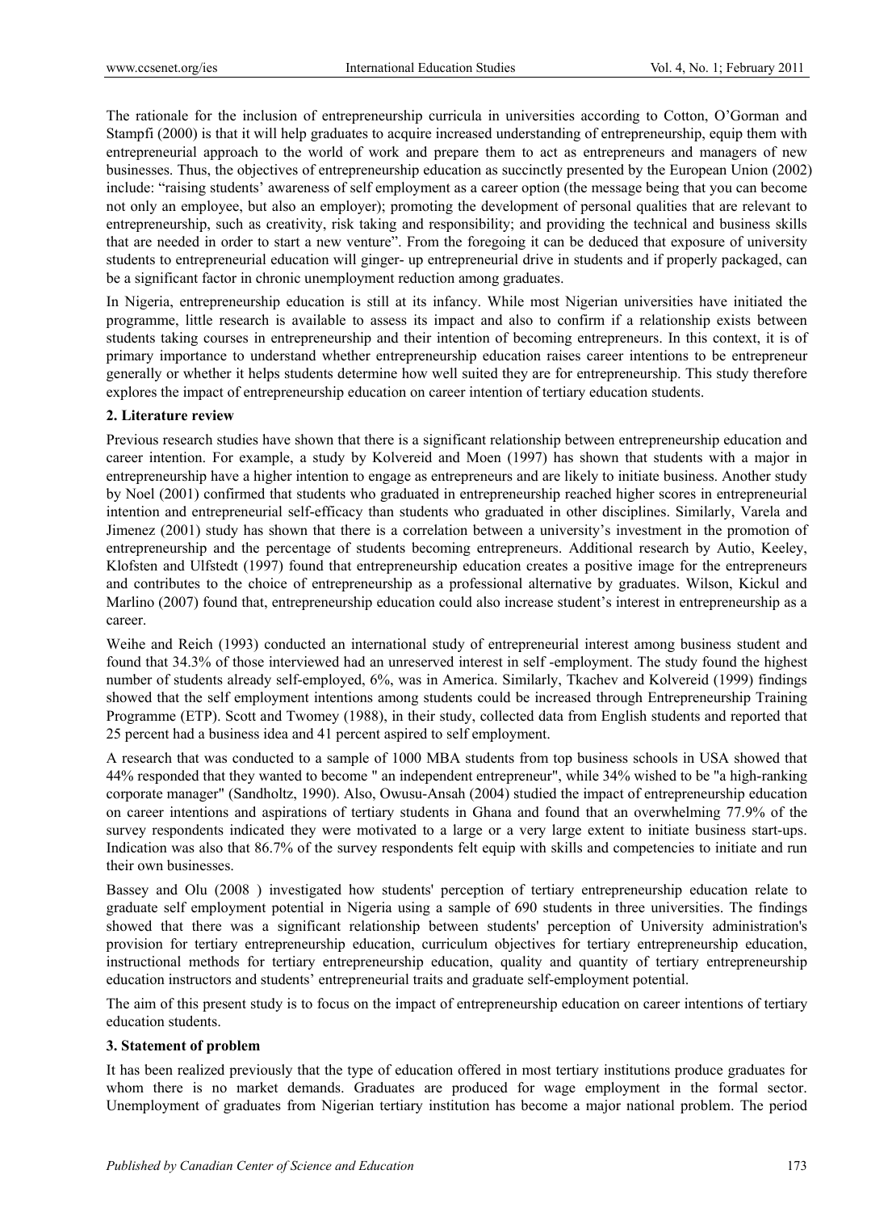The rationale for the inclusion of entrepreneurship curricula in universities according to Cotton, O'Gorman and Stampfi (2000) is that it will help graduates to acquire increased understanding of entrepreneurship, equip them with entrepreneurial approach to the world of work and prepare them to act as entrepreneurs and managers of new businesses. Thus, the objectives of entrepreneurship education as succinctly presented by the European Union (2002) include: "raising students' awareness of self employment as a career option (the message being that you can become not only an employee, but also an employer); promoting the development of personal qualities that are relevant to entrepreneurship, such as creativity, risk taking and responsibility; and providing the technical and business skills that are needed in order to start a new venture". From the foregoing it can be deduced that exposure of university students to entrepreneurial education will ginger- up entrepreneurial drive in students and if properly packaged, can be a significant factor in chronic unemployment reduction among graduates.

In Nigeria, entrepreneurship education is still at its infancy. While most Nigerian universities have initiated the programme, little research is available to assess its impact and also to confirm if a relationship exists between students taking courses in entrepreneurship and their intention of becoming entrepreneurs. In this context, it is of primary importance to understand whether entrepreneurship education raises career intentions to be entrepreneur generally or whether it helps students determine how well suited they are for entrepreneurship. This study therefore explores the impact of entrepreneurship education on career intention of tertiary education students.

## 2. Literature review

Previous research studies have shown that there is a significant relationship between entrepreneurship education and career intention. For example, a study by Kolvereid and Moen (1997) has shown that students with a major in entrepreneurship have a higher intention to engage as entrepreneurs and are likely to initiate business. Another study by Noel (2001) confirmed that students who graduated in entrepreneurship reached higher scores in entrepreneurial intention and entrepreneurial self-efficacy than students who graduated in other disciplines. Similarly, Varela and Jimenez (2001) study has shown that there is a correlation between a university's investment in the promotion of entrepreneurship and the percentage of students becoming entrepreneurs. Additional research by Autio, Keeley, Klofsten and Ulfstedt (1997) found that entrepreneurship education creates a positive image for the entrepreneurs and contributes to the choice of entrepreneurship as a professional alternative by graduates. Wilson, Kickul and Marlino (2007) found that, entrepreneurship education could also increase student's interest in entrepreneurship as a career.

Weihe and Reich (1993) conducted an international study of entrepreneurial interest among business student and found that 34.3% of those interviewed had an unreserved interest in self -employment. The study found the highest number of students already self-employed, 6%, was in America. Similarly, Tkachev and Kolvereid (1999) findings showed that the self employment intentions among students could be increased through Entrepreneurship Training Programme (ETP). Scott and Twomey (1988), in their study, collected data from English students and reported that 25 percent had a business idea and 41 percent aspired to self employment.

A research that was conducted to a sample of 1000 MBA students from top business schools in USA showed that 44% responded that they wanted to become " an independent entrepreneur", while 34% wished to be "a high-ranking corporate manager" (Sandholtz, 1990). Also, Owusu-Ansah (2004) studied the impact of entrepreneurship education on career intentions and aspirations of tertiary students in Ghana and found that an overwhelming 77.9% of the survey respondents indicated they were motivated to a large or a very large extent to initiate business start-ups. Indication was also that 86.7% of the survey respondents felt equip with skills and competencies to initiate and run their own businesses.

Bassey and Olu (2008 ) investigated how students' perception of tertiary entrepreneurship education relate to graduate self employment potential in Nigeria using a sample of 690 students in three universities. The findings showed that there was a significant relationship between students' perception of University administration's provision for tertiary entrepreneurship education, curriculum objectives for tertiary entrepreneurship education, instructional methods for tertiary entrepreneurship education, quality and quantity of tertiary entrepreneurship education instructors and students' entrepreneurial traits and graduate self-employment potential.

The aim of this present study is to focus on the impact of entrepreneurship education on career intentions of tertiary education students.

## 3. Statement of problem

It has been realized previously that the type of education offered in most tertiary institutions produce graduates for whom there is no market demands. Graduates are produced for wage employment in the formal sector. Unemployment of graduates from Nigerian tertiary institution has become a major national problem. The period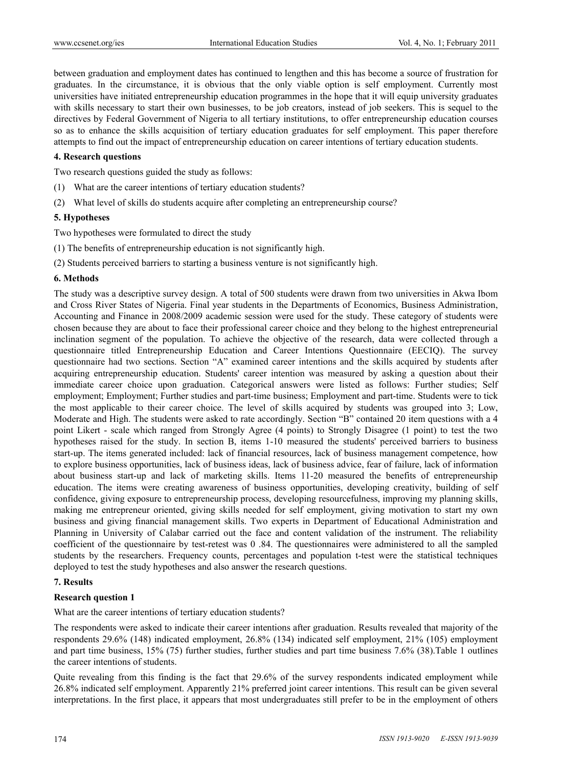between graduation and employment dates has continued to lengthen and this has become a source of frustration for graduates. In the circumstance, it is obvious that the only viable option is self employment. Currently most universities have initiated entrepreneurship education programmes in the hope that it will equip university graduates with skills necessary to start their own businesses, to be job creators, instead of job seekers. This is sequel to the directives by Federal Government of Nigeria to all tertiary institutions, to offer entrepreneurship education courses so as to enhance the skills acquisition of tertiary education graduates for self employment. This paper therefore attempts to find out the impact of entrepreneurship education on career intentions of tertiary education students.

## 4. Research questions

Two research questions guided the study as follows:

(1) What are the career intentions of tertiary education students?

(2) What level of skills do students acquire after completing an entrepreneurship course?

## 5. Hypotheses

Two hypotheses were formulated to direct the study

(1) The benefits of entrepreneurship education is not significantly high.

(2) Students perceived barriers to starting a business venture is not significantly high.

## 6. Methods

The study was a descriptive survey design. A total of 500 students were drawn from two universities in Akwa Ibom and Cross River States of Nigeria. Final year students in the Departments of Economics, Business Administration, Accounting and Finance in 2008/2009 academic session were used for the study. These category of students were chosen because they are about to face their professional career choice and they belong to the highest entrepreneurial inclination segment of the population. To achieve the objective of the research, data were collected through a questionnaire titled Entrepreneurship Education and Career Intentions Questionnaire (EECIQ). The survey questionnaire had two sections. Section "A" examined career intentions and the skills acquired by students after acquiring entrepreneurship education. Students' career intention was measured by asking a question about their immediate career choice upon graduation. Categorical answers were listed as follows: Further studies; Self employment; Employment; Further studies and part-time business; Employment and part-time. Students were to tick the most applicable to their career choice. The level of skills acquired by students was grouped into 3; Low, Moderate and High. The students were asked to rate accordingly. Section "B" contained 20 item questions with a 4 point Likert - scale which ranged from Strongly Agree (4 points) to Strongly Disagree (1 point) to test the two hypotheses raised for the study. In section B, items 1-10 measured the students' perceived barriers to business start-up. The items generated included: lack of financial resources, lack of business management competence, how to explore business opportunities, lack of business ideas, lack of business advice, fear of failure, lack of information about business start-up and lack of marketing skills. Items 11-20 measured the benefits of entrepreneurship education. The items were creating awareness of business opportunities, developing creativity, building of self confidence, giving exposure to entrepreneurship process, developing resourcefulness, improving my planning skills, making me entrepreneur oriented, giving skills needed for self employment, giving motivation to start my own business and giving financial management skills. Two experts in Department of Educational Administration and Planning in University of Calabar carried out the face and content validation of the instrument. The reliability coefficient of the questionnaire by test-retest was 0 .84. The questionnaires were administered to all the sampled students by the researchers. Frequency counts, percentages and population t-test were the statistical techniques deployed to test the study hypotheses and also answer the research questions.

## 7. Results

### Research question 1

What are the career intentions of tertiary education students?

The respondents were asked to indicate their career intentions after graduation. Results revealed that majority of the respondents 29.6% (148) indicated employment, 26.8% (134) indicated self employment, 21% (105) employment and part time business, 15% (75) further studies, further studies and part time business 7.6% (38).Table 1 outlines the career intentions of students.

Quite revealing from this finding is the fact that 29.6% of the survey respondents indicated employment while 26.8% indicated self employment. Apparently 21% preferred joint career intentions. This result can be given several interpretations. In the first place, it appears that most undergraduates still prefer to be in the employment of others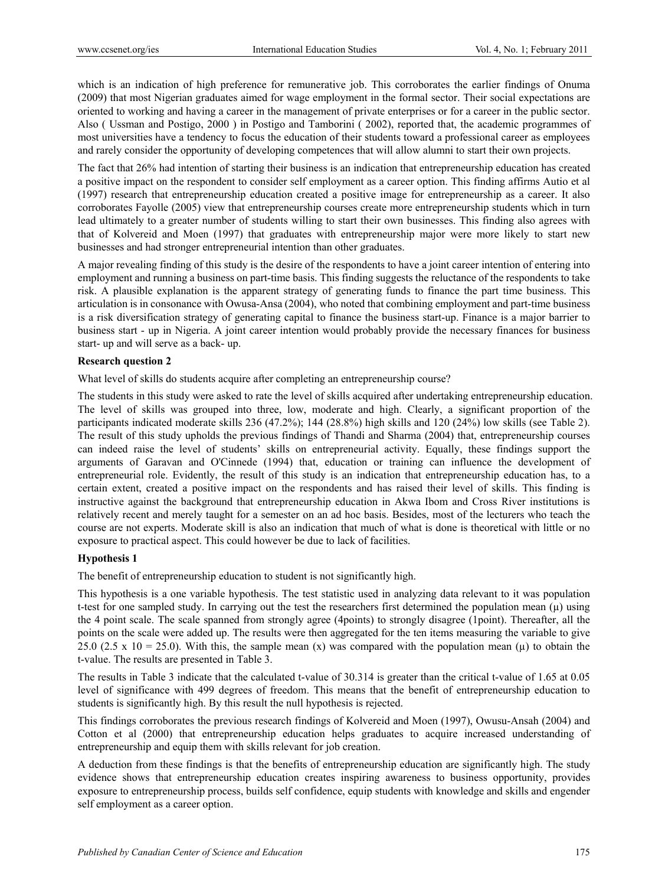which is an indication of high preference for remunerative job. This corroborates the earlier findings of Onuma (2009) that most Nigerian graduates aimed for wage employment in the formal sector. Their social expectations are oriented to working and having a career in the management of private enterprises or for a career in the public sector. Also ( Ussman and Postigo, 2000 ) in Postigo and Tamborini ( 2002), reported that, the academic programmes of most universities have a tendency to focus the education of their students toward a professional career as employees and rarely consider the opportunity of developing competences that will allow alumni to start their own projects.

The fact that 26% had intention of starting their business is an indication that entrepreneurship education has created a positive impact on the respondent to consider self employment as a career option. This finding affirms Autio et al (1997) research that entrepreneurship education created a positive image for entrepreneurship as a career. It also corroborates Fayolle (2005) view that entrepreneurship courses create more entrepreneurship students which in turn lead ultimately to a greater number of students willing to start their own businesses. This finding also agrees with that of Kolvereid and Moen (1997) that graduates with entrepreneurship major were more likely to start new businesses and had stronger entrepreneurial intention than other graduates.

A major revealing finding of this study is the desire of the respondents to have a joint career intention of entering into employment and running a business on part-time basis. This finding suggests the reluctance of the respondents to take risk. A plausible explanation is the apparent strategy of generating funds to finance the part time business. This articulation is in consonance with Owusa-Ansa (2004), who noted that combining employment and part-time business is a risk diversification strategy of generating capital to finance the business start-up. Finance is a major barrier to business start - up in Nigeria. A joint career intention would probably provide the necessary finances for business start- up and will serve as a back- up.

**Research question 2**

What level of skills do students acquire after completing an entrepreneurship course?

The students in this study were asked to rate the level of skills acquired after undertaking entrepreneurship education. The level of skills was grouped into three, low, moderate and high. Clearly, a significant proportion of the participants indicated moderate skills 236 (47.2%); 144 (28.8%) high skills and 120 (24%) low skills (see Table 2). The result of this study upholds the previous findings of Thandi and Sharma (2004) that, entrepreneurship courses can indeed raise the level of students' skills on entrepreneurial activity. Equally, these findings support the arguments of Garavan and O'Cinnede (1994) that, education or training can influence the development of entrepreneurial role. Evidently, the result of this study is an indication that entrepreneurship education has, to a certain extent, created a positive impact on the respondents and has raised their level of skills. This finding is instructive against the background that entrepreneurship education in Akwa Ibom and Cross River institutions is relatively recent and merely taught for a semester on an ad hoc basis. Besides, most of the lecturers who teach the course are not experts. Moderate skill is also an indication that much of what is done is theoretical with little or no exposure to practical aspect. This could however be due to lack of facilities.

**Hypothesis 1**

The benefit of entrepreneurship education to student is not significantly high.

This hypothesis is a one variable hypothesis. The test statistic used in analyzing data relevant to it was population t-test for one sampled study. In carrying out the test the researchers first determined the population mean ($\mu$) using the 4 point scale. The scale spanned from strongly agree (4points) to strongly disagree (1point). Thereafter, all the points on the scale were added up. The results were then aggregated for the ten items measuring the variable to give 25.0 ($2.5 \times 10 = 25.0$). With this, the sample mean (x) was compared with the population mean ($\mu$) to obtain the t-value. The results are presented in Table 3.

The results in Table 3 indicate that the calculated t-value of 30.314 is greater than the critical t-value of 1.65 at 0.05 level of significance with 499 degrees of freedom. This means that the benefit of entrepreneurship education to students is significantly high. By this result the null hypothesis is rejected.

This findings corroborates the previous research findings of Kolvereid and Moen (1997), Owusu-Ansah (2004) and Cotton et al (2000) that entrepreneurship education helps graduates to acquire increased understanding of entrepreneurship and equip them with skills relevant for job creation.

A deduction from these findings is that the benefits of entrepreneurship education are significantly high. The study evidence shows that entrepreneurship education creates inspiring awareness to business opportunity, provides exposure to entrepreneurship process, builds self confidence, equip students with knowledge and skills and engender self employment as a career option.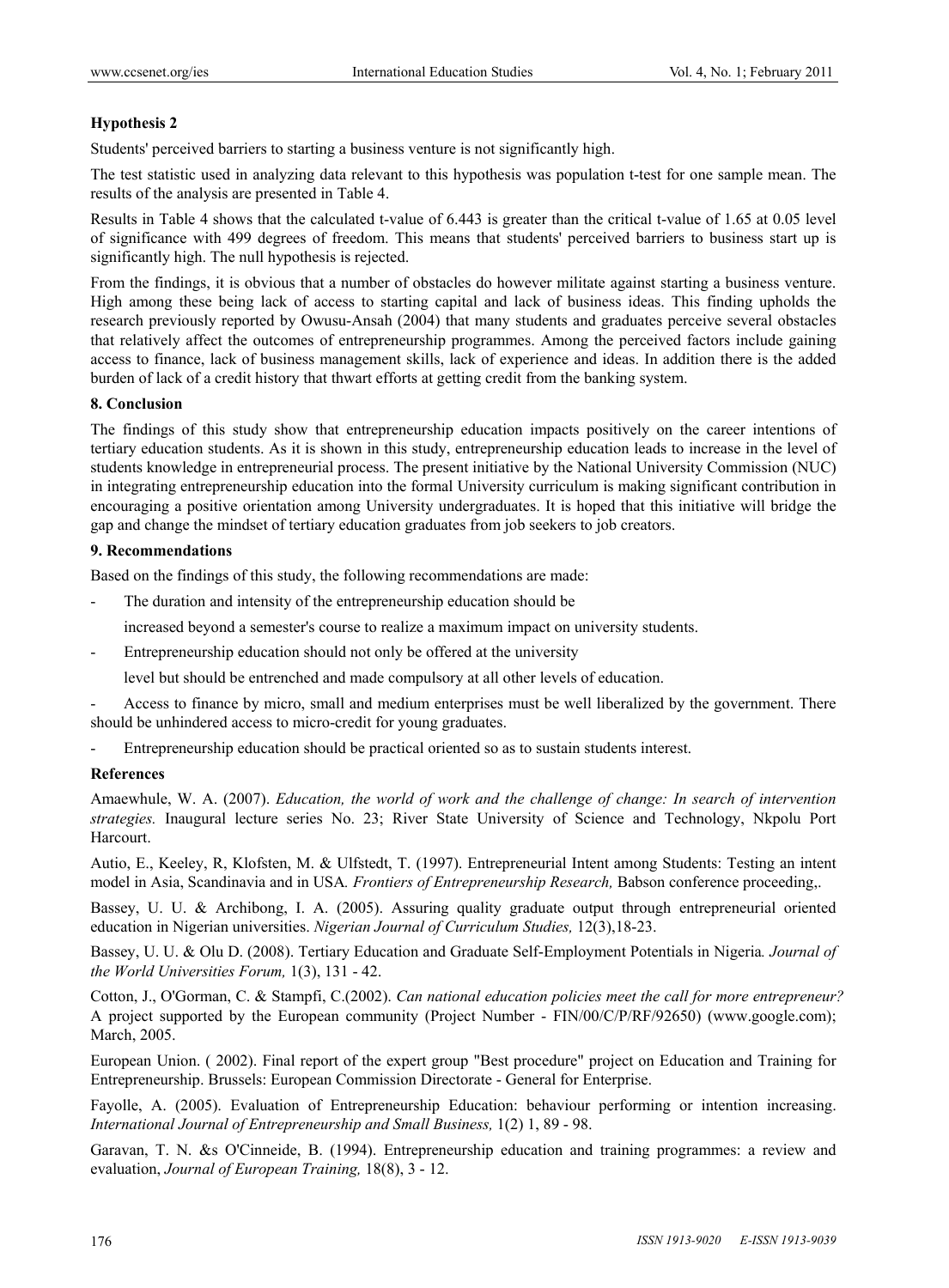**Hypothesis 2**

Students' perceived barriers to starting a business venture is not significantly high.

The test statistic used in analyzing data relevant to this hypothesis was population t-test for one sample mean. The results of the analysis are presented in Table 4.

Results in Table 4 shows that the calculated t-value of 6.443 is greater than the critical t-value of 1.65 at 0.05 level of significance with 499 degrees of freedom. This means that students' perceived barriers to business start up is significantly high. The null hypothesis is rejected.

From the findings, it is obvious that a number of obstacles do however militate against starting a business venture. High among these being lack of access to starting capital and lack of business ideas. This finding upholds the research previously reported by Owusu-Ansah (2004) that many students and graduates perceive several obstacles that relatively affect the outcomes of entrepreneurship programmes. Among the perceived factors include gaining access to finance, lack of business management skills, lack of experience and ideas. In addition there is the added burden of lack of a credit history that thwart efforts at getting credit from the banking system.

## 8. Conclusion

The findings of this study show that entrepreneurship education impacts positively on the career intentions of tertiary education students. As it is shown in this study, entrepreneurship education leads to increase in the level of students knowledge in entrepreneurial process. The present initiative by the National University Commission (NUC) in integrating entrepreneurship education into the formal University curriculum is making significant contribution in encouraging a positive orientation among University undergraduates. It is hoped that this initiative will bridge the gap and change the mindset of tertiary education graduates from job seekers to job creators.

## 9. Recommendations

Based on the findings of this study, the following recommendations are made:

- The duration and intensity of the entrepreneurship education should be increased beyond a semester's course to realize a maximum impact on university students.
- Entrepreneurship education should not only be offered at the university level but should be entrenched and made compulsory at all other levels of education.
- Access to finance by micro, small and medium enterprises must be well liberalized by the government. There should be unhindered access to micro-credit for young graduates.
- Entrepreneurship education should be practical oriented so as to sustain students interest.

## References

Amaewhule, W. A. (2007). *Education, the world of work and the challenge of change: In search of intervention strategies.* Inaugural lecture series No. 23; River State University of Science and Technology, Nkpolu Port Harcourt.

Autio, E., Keeley, R, Klofsten, M. & Ulfstedt, T. (1997). Entrepreneurial Intent among Students: Testing an intent model in Asia, Scandinavia and in USA. *Frontiers of Entrepreneurship Research,* Babson conference proceeding,.

Bassey, U. U. & Archibong, I. A. (2005). Assuring quality graduate output through entrepreneurial oriented education in Nigerian universities. *Nigerian Journal of Curriculum Studies,* 12(3),18-23.

Bassey, U. U. & Olu D. (2008). Tertiary Education and Graduate Self-Employment Potentials in Nigeria*. Journal of the World Universities Forum,* 1(3), 131 - 42.

Cotton, J., O'Gorman, C. & Stampfi, C.(2002). *Can national education policies meet the call for more entrepreneur?* A project supported by the European community (Project Number - FIN/00/C/P/RF/92650) (www.google.com); March, 2005.

European Union. ( 2002). Final report of the expert group "Best procedure" project on Education and Training for Entrepreneurship. Brussels: European Commission Directorate - General for Enterprise.

Fayolle, A. (2005). Evaluation of Entrepreneurship Education: behaviour performing or intention increasing. *International Journal of Entrepreneurship and Small Business,* 1(2) 1, 89 - 98.

Garavan, T. N. &s O'Cinneide, B. (1994). Entrepreneurship education and training programmes: a review and evaluation, *Journal of European Training,* 18(8), 3 - 12.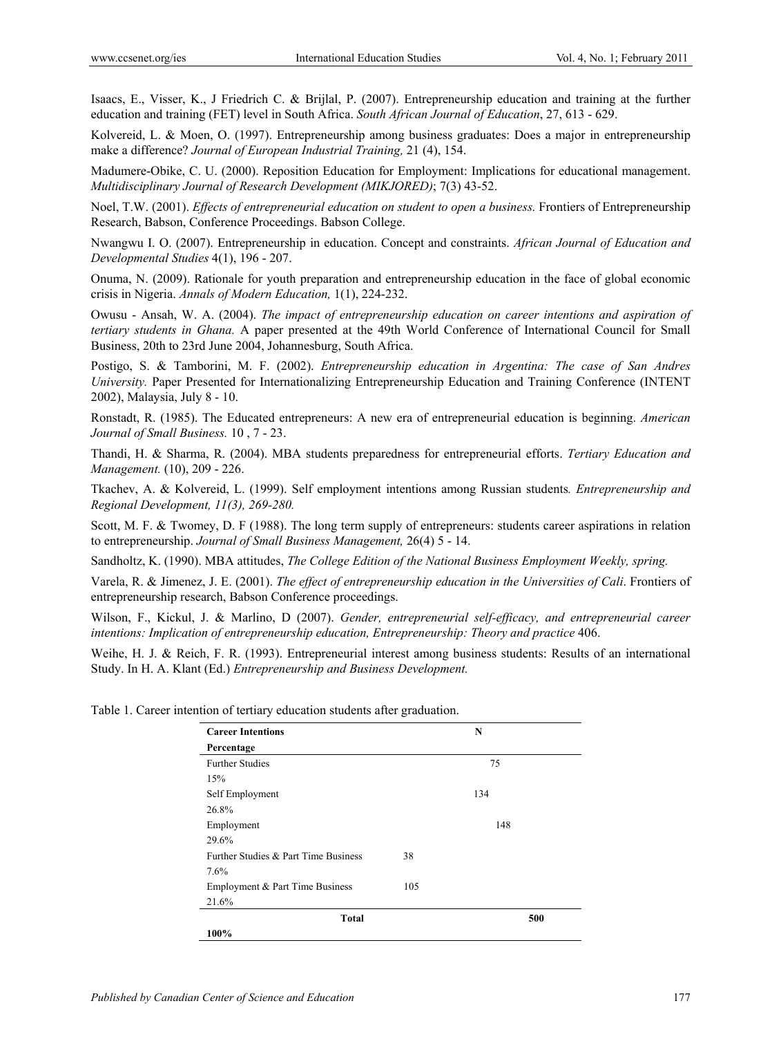Isaacs, E., Visser, K., J Friedrich C. & Brijlal, P. (2007). Entrepreneurship education and training at the further education and training (FET) level in South Africa. *South African Journal of Education*, 27, 613 - 629.

Kolvereid, L. & Moen, O. (1997). Entrepreneurship among business graduates: Does a major in entrepreneurship make a difference? *Journal of European Industrial Training,* 21 (4), 154.

Madumere-Obike, C. U. (2000). Reposition Education for Employment: Implications for educational management. *Multidisciplinary Journal of Research Development (MIKJORED)*; 7(3) 43-52.

Noel, T.W. (2001). *Effects of entrepreneurial education on student to open a business.* Frontiers of Entrepreneurship Research, Babson, Conference Proceedings. Babson College.

Nwangwu I. O. (2007). Entrepreneurship in education. Concept and constraints. *African Journal of Education and Developmental Studies* 4(1), 196 - 207.

Onuma, N. (2009). Rationale for youth preparation and entrepreneurship education in the face of global economic crisis in Nigeria. *Annals of Modern Education,* 1(1), 224-232.

Owusu - Ansah, W. A. (2004). *The impact of entrepreneurship education on career intentions and aspiration of tertiary students in Ghana.* A paper presented at the 49th World Conference of International Council for Small Business, 20th to 23rd June 2004, Johannesburg, South Africa.

Postigo, S. & Tamborini, M. F. (2002). *Entrepreneurship education in Argentina: The case of San Andres University.* Paper Presented for Internationalizing Entrepreneurship Education and Training Conference (INTENT 2002), Malaysia, July 8 - 10.

Ronstadt, R. (1985). The Educated entrepreneurs: A new era of entrepreneurial education is beginning. *American Journal of Small Business.* 10 , 7 - 23.

Thandi, H. & Sharma, R. (2004). MBA students preparedness for entrepreneurial efforts. *Tertiary Education and Management.* (10), 209 - 226.

Tkachev, A. & Kolvereid, L. (1999). Self employment intentions among Russian students*. Entrepreneurship and Regional Development, 11(3), 269-280.*

Scott, M. F. & Twomey, D. F (1988). The long term supply of entrepreneurs: students career aspirations in relation to entrepreneurship. *Journal of Small Business Management,* 26(4) 5 - 14.

Sandholtz, K. (1990). MBA attitudes, *The College Edition of the National Business Employment Weekly, spring.*

Varela, R. & Jimenez, J. E. (2001). *The effect of entrepreneurship education in the Universities of Cali*. Frontiers of entrepreneurship research, Babson Conference proceedings.

Wilson, F., Kickul, J. & Marlino, D (2007). *Gender, entrepreneurial self-efficacy, and entrepreneurial career intentions: Implication of entrepreneurship education, Entrepreneurship: Theory and practice* 406.

Weihe, H. J. & Reich, F. R. (1993). Entrepreneurial interest among business students: Results of an international Study. In H. A. Klant (Ed.) *Entrepreneurship and Business Development.*

Table 1. Career intention of tertiary education students after graduation.

| **Career Intentions** | **N** | **Percentage** |
|---|---|---|
| Further Studies | 75 | 15% |
| Self Employment | 134 | 26.8% |
| Employment | 148 | 29.6% |
| Further Studies & Part Time Business | 38 | 7.6% |
| Employment & Part Time Business | 105 | 21.6% |
| **Total** | **500** | **100%** |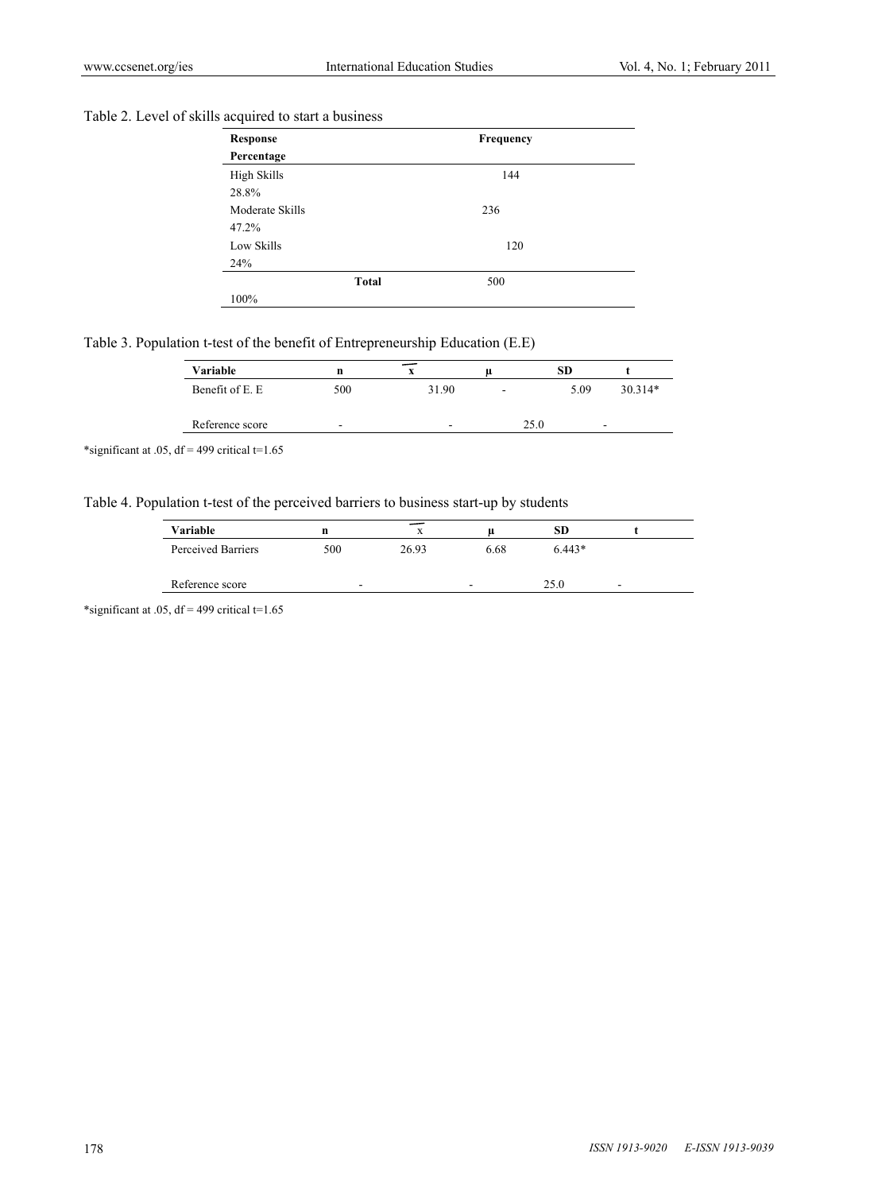Table 2. Level of skills acquired to start a business

| Response | Frequency | Percentage |
|---|---|---|
| High Skills | 144 | 28.8% |
| Moderate Skills | 236 | 47.2% |
| Low Skills | 120 | 24% |
| Total | 500 | 100% |

Table 3. Population t-test of the benefit of Entrepreneurship Education (E.E)

| Variable | n | $\bar{x}$ | µ | SD | t |
|---|---|---|---|---|---|
| Benefit of E. E | 500 | 31.90 | - | 5.09 | 30.314* |
| Reference score | - | - | 25.0 | | - |

*significant at .05, df = 499 critical t=1.65

Table 4. Population t-test of the perceived barriers to business start-up by students

| Variable | n | $\bar{x}$ | µ | SD | t |
|---|---|---|---|---|---|
| Perceived Barriers | 500 | 26.93 | 6.68 | 6.443* | |
| Reference score | - | | - | 25.0 | - |

*significant at .05, df = 499 critical t=1.65